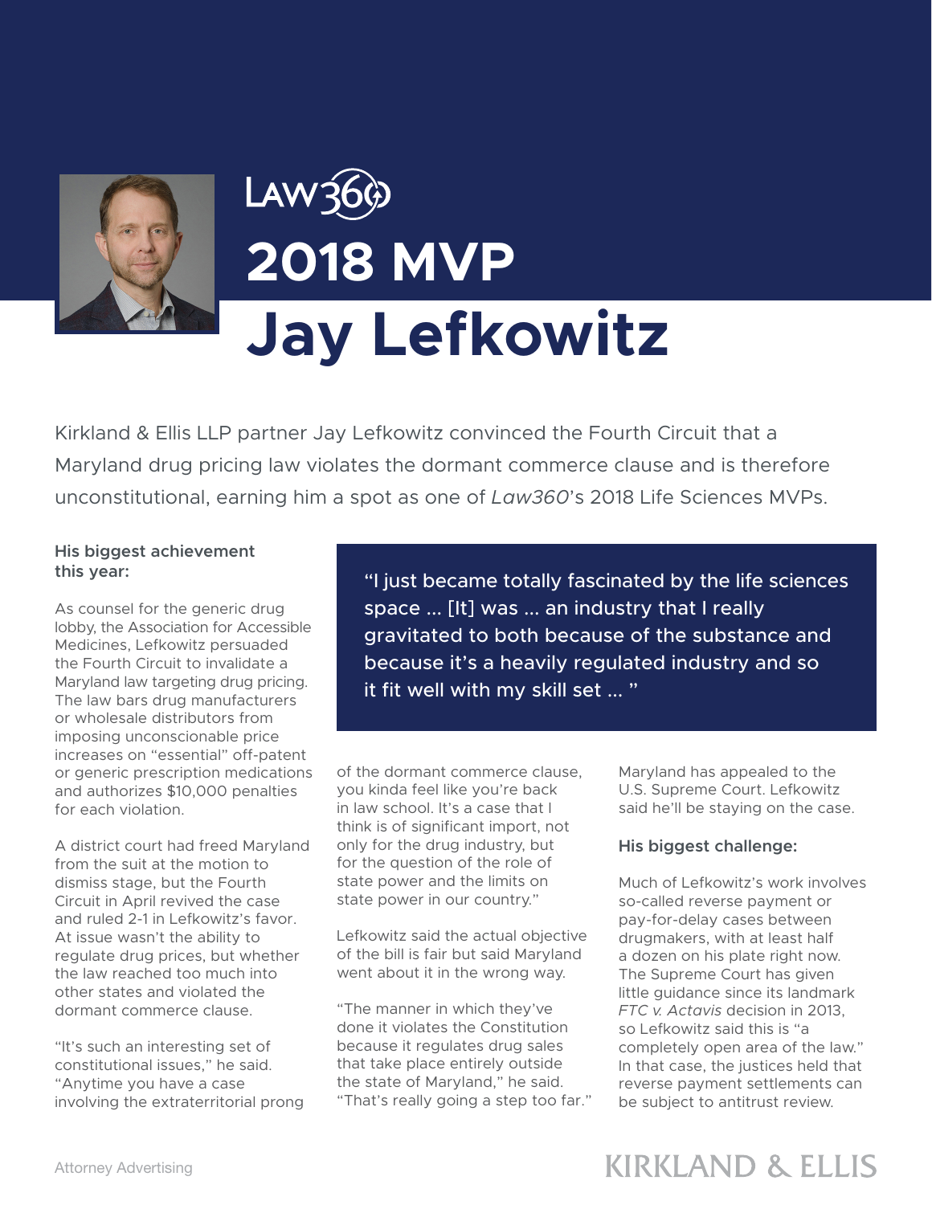Law360

# 2018 MVP

# Jay Lefkowitz

Kirkland & Ellis LLP partner Jay Lefkowitz convinced the Fourth Circuit that a Maryland drug pricing law violates the dormant commerce clause and is therefore unconstitutional, earning him a spot as one of *Law360*'s 2018 Life Sciences MVPs.

> "I just became totally fascinated by the life sciences space ... [It] was ... an industry that I really gravitated to both because of the substance and because it's a heavily regulated industry and so it fit well with my skill set ... "

### His biggest achievement this year:

As counsel for the generic drug lobby, the Association for Accessible Medicines, Lefkowitz persuaded the Fourth Circuit to invalidate a Maryland law targeting drug pricing. The law bars drug manufacturers or wholesale distributors from imposing unconscionable price increases on "essential" off-patent or generic prescription medications and authorizes $10,000 penalties for each violation.

A district court had freed Maryland from the suit at the motion to dismiss stage, but the Fourth Circuit in April revived the case and ruled 2-1 in Lefkowitz's favor. At issue wasn't the ability to regulate drug prices, but whether the law reached too much into other states and violated the dormant commerce clause.

"It's such an interesting set of constitutional issues," he said. "Anytime you have a case involving the extraterritorial prong of the dormant commerce clause, you kinda feel like you're back in law school. It's a case that I think is of significant import, not only for the drug industry, but for the question of the role of state power and the limits on state power in our country."

Lefkowitz said the actual objective of the bill is fair but said Maryland went about it in the wrong way.

"The manner in which they've done it violates the Constitution because it regulates drug sales that take place entirely outside the state of Maryland," he said. "That's really going a step too far."

Maryland has appealed to the U.S. Supreme Court. Lefkowitz said he'll be staying on the case.

### His biggest challenge:

Much of Lefkowitz's work involves so-called reverse payment or pay-for-delay cases between drugmakers, with at least half a dozen on his plate right now. The Supreme Court has given little guidance since its landmark *FTC v. Actavis* decision in 2013, so Lefkowitz said this is "a completely open area of the law." In that case, the justices held that reverse payment settlements can be subject to antitrust review.

Attorney Advertising

KIRKLAND & ELLIS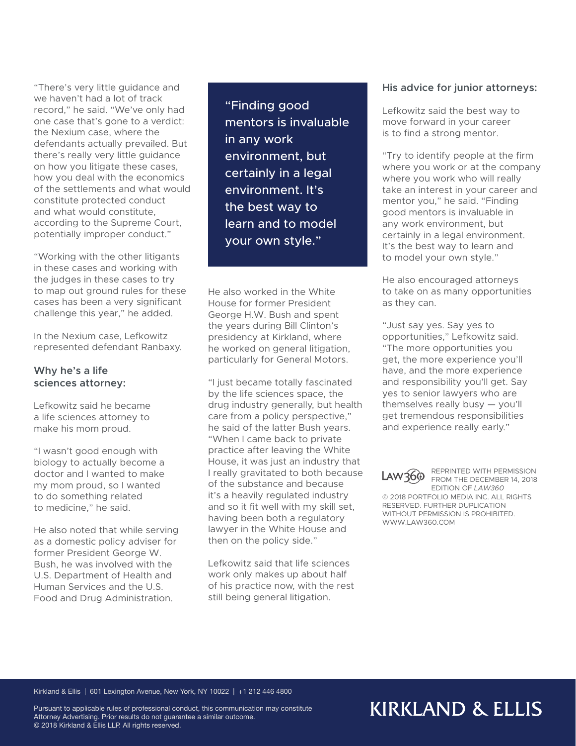"There's very little guidance and we haven't had a lot of track record," he said. "We've only had one case that's gone to a verdict: the Nexium case, where the defendants actually prevailed. But there's really very little guidance on how you litigate these cases, how you deal with the economics of the settlements and what would constitute protected conduct and what would constitute, according to the Supreme Court, potentially improper conduct."

"Working with the other litigants in these cases and working with the judges in these cases to try to map out ground rules for these cases has been a very significant challenge this year," he added.

In the Nexium case, Lefkowitz represented defendant Ranbaxy.

### Why he's a life sciences attorney:

Lefkowitz said he became a life sciences attorney to make his mom proud.

"I wasn't good enough with biology to actually become a doctor and I wanted to make my mom proud, so I wanted to do something related to medicine," he said.

He also noted that while serving as a domestic policy adviser for former President George W. Bush, he was involved with the U.S. Department of Health and Human Services and the U.S. Food and Drug Administration.

> "Finding good mentors is invaluable in any work environment, but certainly in a legal environment. It's the best way to learn and to model your own style."

He also worked in the White House for former President George H.W. Bush and spent the years during Bill Clinton's presidency at Kirkland, where he worked on general litigation, particularly for General Motors.

"I just became totally fascinated by the life sciences space, the drug industry generally, but health care from a policy perspective," he said of the latter Bush years. "When I came back to private practice after leaving the White House, it was just an industry that I really gravitated to both because of the substance and because it's a heavily regulated industry and so it fit well with my skill set, having been both a regulatory lawyer in the White House and then on the policy side."

Lefkowitz said that life sciences work only makes up about half of his practice now, with the rest still being general litigation.

### His advice for junior attorneys:

Lefkowitz said the best way to move forward in your career is to find a strong mentor.

"Try to identify people at the firm where you work or at the company where you work who will really take an interest in your career and mentor you," he said. "Finding good mentors is invaluable in any work environment, but certainly in a legal environment. It's the best way to learn and to model your own style."

He also encouraged attorneys to take on as many opportunities as they can.

"Just say yes. Say yes to opportunities," Lefkowitz said. "The more opportunities you get, the more experience you'll have, and the more experience and responsibility you'll get. Say yes to senior lawyers who are themselves really busy — you'll get tremendous responsibilities and experience really early."

LAW360 — REPRINTED WITH PERMISSION FROM THE DECEMBER 14, 2018 EDITION OF *LAW360*
© 2018 PORTFOLIO MEDIA INC. ALL RIGHTS RESERVED. FURTHER DUPLICATION WITHOUT PERMISSION IS PROHIBITED. WWW.LAW360.COM

Kirkland & Ellis | 601 Lexington Avenue, New York, NY 10022 | +1 212 446 4800

Pursuant to applicable rules of professional conduct, this communication may constitute Attorney Advertising. Prior results do not guarantee a similar outcome.
© 2018 Kirkland & Ellis LLP. All rights reserved.

KIRKLAND & ELLIS